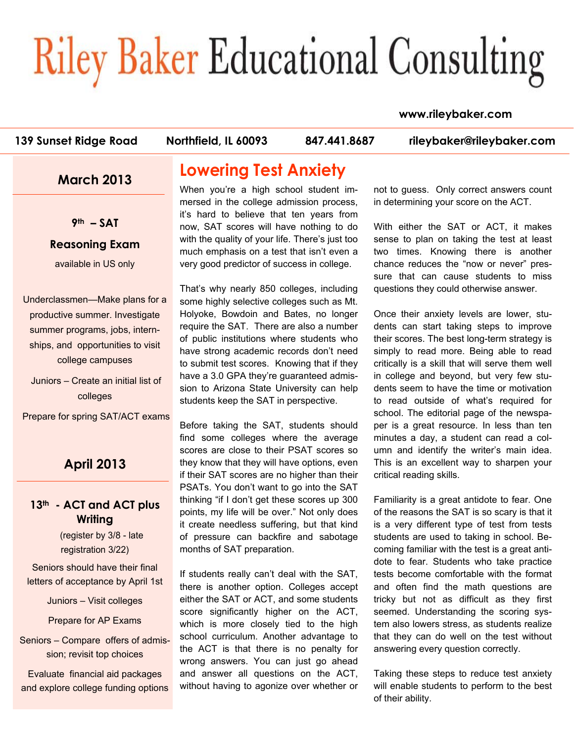# Riley Baker Educational Consulting

www.rileybaker.com

139 Sunset Ridge Road | Northfield, IL 60093 | 847.441.8687 | rileybaker@rileybaker.com

## March 2013

**9th – SAT Reasoning Exam**

available in US only

Underclassmen—Make plans for a productive summer. Investigate summer programs, jobs, internships, and opportunities to visit college campuses

Juniors – Create an initial list of colleges

Prepare for spring SAT/ACT exams

## April 2013

**13th - ACT and ACT plus Writing**

(register by 3/8 - late registration 3/22)

Seniors should have their final letters of acceptance by April 1st

Juniors – Visit colleges

Prepare for AP Exams

Seniors – Compare offers of admission; revisit top choices

Evaluate financial aid packages and explore college funding options

## Lowering Test Anxiety

When you're a high school student immersed in the college admission process, it's hard to believe that ten years from now, SAT scores will have nothing to do with the quality of your life. There's just too much emphasis on a test that isn't even a very good predictor of success in college.

That's why nearly 850 colleges, including some highly selective colleges such as Mt. Holyoke, Bowdoin and Bates, no longer require the SAT. There are also a number of public institutions where students who have strong academic records don't need to submit test scores. Knowing that if they have a 3.0 GPA they're guaranteed admission to Arizona State University can help students keep the SAT in perspective.

Before taking the SAT, students should find some colleges where the average scores are close to their PSAT scores so they know that they will have options, even if their SAT scores are no higher than their PSATs. You don't want to go into the SAT thinking "if I don't get these scores up 300 points, my life will be over." Not only does it create needless suffering, but that kind of pressure can backfire and sabotage months of SAT preparation.

If students really can't deal with the SAT, there is another option. Colleges accept either the SAT or ACT, and some students score significantly higher on the ACT, which is more closely tied to the high school curriculum. Another advantage to the ACT is that there is no penalty for wrong answers. You can just go ahead and answer all questions on the ACT, without having to agonize over whether or not to guess. Only correct answers count in determining your score on the ACT.

With either the SAT or ACT, it makes sense to plan on taking the test at least two times. Knowing there is another chance reduces the "now or never" pressure that can cause students to miss questions they could otherwise answer.

Once their anxiety levels are lower, students can start taking steps to improve their scores. The best long-term strategy is simply to read more. Being able to read critically is a skill that will serve them well in college and beyond, but very few students seem to have the time or motivation to read outside of what's required for school. The editorial page of the newspaper is a great resource. In less than ten minutes a day, a student can read a column and identify the writer's main idea. This is an excellent way to sharpen your critical reading skills.

Familiarity is a great antidote to fear. One of the reasons the SAT is so scary is that it is a very different type of test from tests students are used to taking in school. Becoming familiar with the test is a great antidote to fear. Students who take practice tests become comfortable with the format and often find the math questions are tricky but not as difficult as they first seemed. Understanding the scoring system also lowers stress, as students realize that they can do well on the test without answering every question correctly.

Taking these steps to reduce test anxiety will enable students to perform to the best of their ability.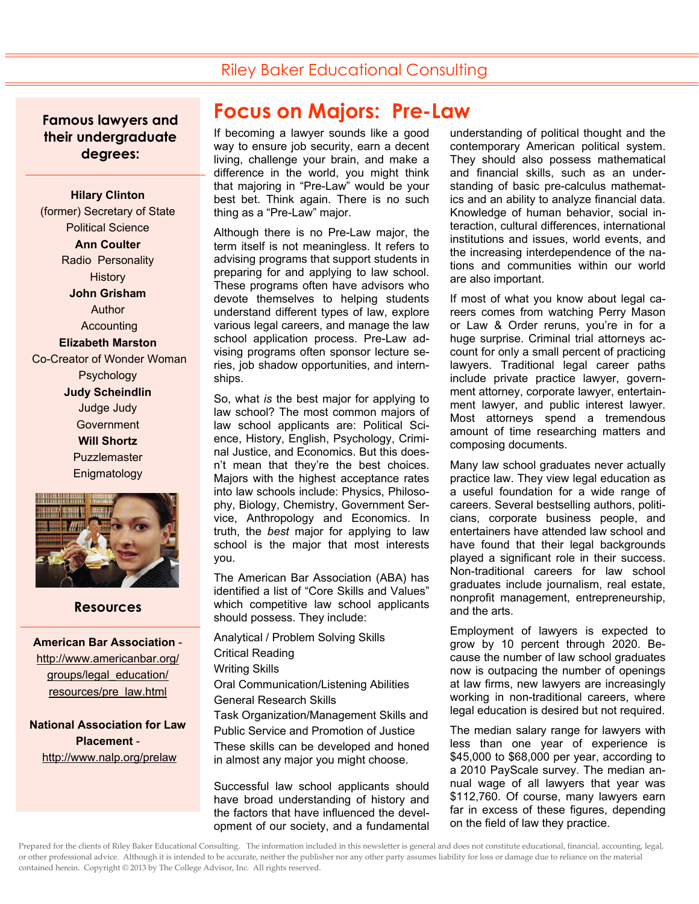# Focus on Majors: Pre-Law

If becoming a lawyer sounds like a good way to ensure job security, earn a decent living, challenge your brain, and make a difference in the world, you might think that majoring in "Pre-Law" would be your best bet. Think again. There is no such thing as a "Pre-Law" major.

Although there is no Pre-Law major, the term itself is not meaningless. It refers to advising programs that support students in preparing for and applying to law school. These programs often have advisors who devote themselves to helping students understand different types of law, explore various legal careers, and manage the law school application process. Pre-Law advising programs often sponsor lecture series, job shadow opportunities, and internships.

So, what *is* the best major for applying to law school? The most common majors of law school applicants are: Political Science, History, English, Psychology, Criminal Justice, and Economics. But this doesn't mean that they're the best choices. Majors with the highest acceptance rates into law schools include: Physics, Philosophy, Biology, Chemistry, Government Service, Anthropology and Economics. In truth, the *best* major for applying to law school is the major that most interests you.

The American Bar Association (ABA) has identified a list of "Core Skills and Values" which competitive law school applicants should possess. They include:

Analytical / Problem Solving Skills
Critical Reading
Writing Skills
Oral Communication/Listening Abilities
General Research Skills
Task Organization/Management Skills and
Public Service and Promotion of Justice

These skills can be developed and honed in almost any major you might choose.

Successful law school applicants should have broad understanding of history and the factors that have influenced the development of our society, and a fundamental understanding of political thought and the contemporary American political system. They should also possess mathematical and financial skills, such as an understanding of basic pre-calculus mathematics and an ability to analyze financial data. Knowledge of human behavior, social interaction, cultural differences, international institutions and issues, world events, and the increasing interdependence of the nations and communities within our world are also important.

If most of what you know about legal careers comes from watching Perry Mason or Law & Order reruns, you're in for a huge surprise. Criminal trial attorneys account for only a small percent of practicing lawyers. Traditional legal career paths include private practice lawyer, government attorney, corporate lawyer, entertainment lawyer, and public interest lawyer. Most attorneys spend a tremendous amount of time researching matters and composing documents.

Many law school graduates never actually practice law. They view legal education as a useful foundation for a wide range of careers. Several bestselling authors, politicians, corporate business people, and entertainers have attended law school and have found that their legal backgrounds played a significant role in their success. Non-traditional careers for law school graduates include journalism, real estate, nonprofit management, entrepreneurship, and the arts.

Employment of lawyers is expected to grow by 10 percent through 2020. Because the number of law school graduates now is outpacing the number of openings at law firms, new lawyers are increasingly working in non-traditional careers, where legal education is desired but not required.

The median salary range for lawyers with less than one year of experience is $45,000 to $68,000 per year, according to a 2010 PayScale survey. The median annual wage of all lawyers that year was $112,760. Of course, many lawyers earn far in excess of these figures, depending on the field of law they practice.

### Famous lawyers and their undergraduate degrees:

**Hilary Clinton**
(former) Secretary of State
Political Science

**Ann Coulter**
Radio Personality
History

**John Grisham**
Author
Accounting

**Elizabeth Marston**
Co-Creator of Wonder Woman
Psychology

**Judy Scheindlin**
Judge Judy
Government

**Will Shortz**
Puzzlemaster
Enigmatology

### Resources

**American Bar Association** - http://www.americanbar.org/groups/legal_education/resources/pre_law.html

**National Association for Law Placement** - http://www.nalp.org/prelaw

Prepared for the clients of Riley Baker Educational Consulting. The information included in this newsletter is general and does not constitute educational, financial, accounting, legal, or other professional advice. Although it is intended to be accurate, neither the publisher nor any other party assumes liability for loss or damage due to reliance on the material contained herein. Copyright © 2013 by The College Advisor, Inc. All rights reserved.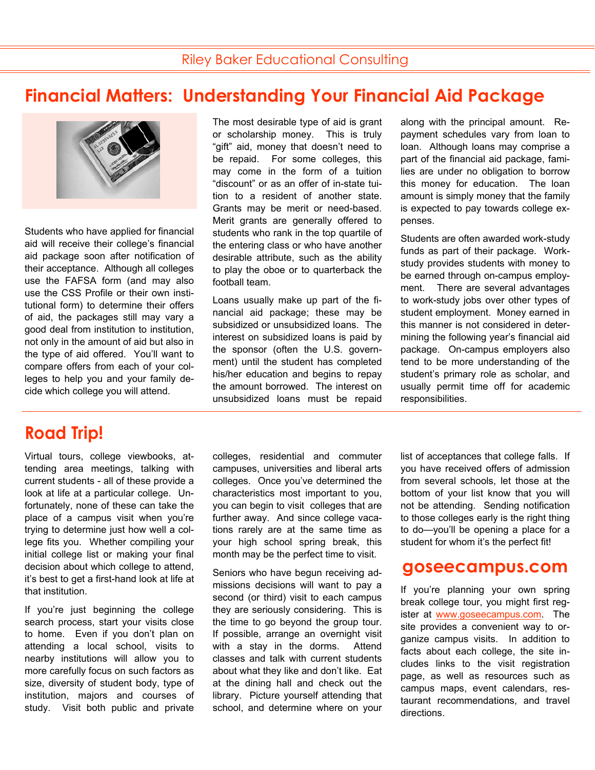Riley Baker Educational Consulting

# Financial Matters: Understanding Your Financial Aid Package

Students who have applied for financial aid will receive their college's financial aid package soon after notification of their acceptance. Although all colleges use the FAFSA form (and may also use the CSS Profile or their own institutional form) to determine their offers of aid, the packages still may vary a good deal from institution to institution, not only in the amount of aid but also in the type of aid offered. You'll want to compare offers from each of your colleges to help you and your family decide which college you will attend.

The most desirable type of aid is grant or scholarship money. This is truly "gift" aid, money that doesn't need to be repaid. For some colleges, this may come in the form of a tuition "discount" or as an offer of in-state tuition to a resident of another state. Grants may be merit or need-based. Merit grants are generally offered to students who rank in the top quartile of the entering class or who have another desirable attribute, such as the ability to play the oboe or to quarterback the football team.

Loans usually make up part of the financial aid package; these may be subsidized or unsubsidized loans. The interest on subsidized loans is paid by the sponsor (often the U.S. government) until the student has completed his/her education and begins to repay the amount borrowed. The interest on unsubsidized loans must be repaid along with the principal amount. Repayment schedules vary from loan to loan. Although loans may comprise a part of the financial aid package, families are under no obligation to borrow this money for education. The loan amount is simply money that the family is expected to pay towards college expenses.

Students are often awarded work-study funds as part of their package. Work-study provides students with money to be earned through on-campus employment. There are several advantages to work-study jobs over other types of student employment. Money earned in this manner is not considered in determining the following year's financial aid package. On-campus employers also tend to be more understanding of the student's primary role as scholar, and usually permit time off for academic responsibilities.

# Road Trip!

Virtual tours, college viewbooks, attending area meetings, talking with current students - all of these provide a look at life at a particular college. Unfortunately, none of these can take the place of a campus visit when you're trying to determine just how well a college fits you. Whether compiling your initial college list or making your final decision about which college to attend, it's best to get a first-hand look at life at that institution.

If you're just beginning the college search process, start your visits close to home. Even if you don't plan on attending a local school, visits to nearby institutions will allow you to more carefully focus on such factors as size, diversity of student body, type of institution, majors and courses of study. Visit both public and private colleges, residential and commuter campuses, universities and liberal arts colleges. Once you've determined the characteristics most important to you, you can begin to visit colleges that are further away. And since college vacations rarely are at the same time as your high school spring break, this month may be the perfect time to visit.

Seniors who have begun receiving admissions decisions will want to pay a second (or third) visit to each campus they are seriously considering. This is the time to go beyond the group tour. If possible, arrange an overnight visit with a stay in the dorms. Attend classes and talk with current students about what they like and don't like. Eat at the dining hall and check out the library. Picture yourself attending that school, and determine where on your list of acceptances that college falls. If you have received offers of admission from several schools, let those at the bottom of your list know that you will not be attending. Sending notification to those colleges early is the right thing to do—you'll be opening a place for a student for whom it's the perfect fit!

# goseecampus.com

If you're planning your own spring break college tour, you might first register at www.goseecampus.com. The site provides a convenient way to organize campus visits. In addition to facts about each college, the site includes links to the visit registration page, as well as resources such as campus maps, event calendars, restaurant recommendations, and travel directions.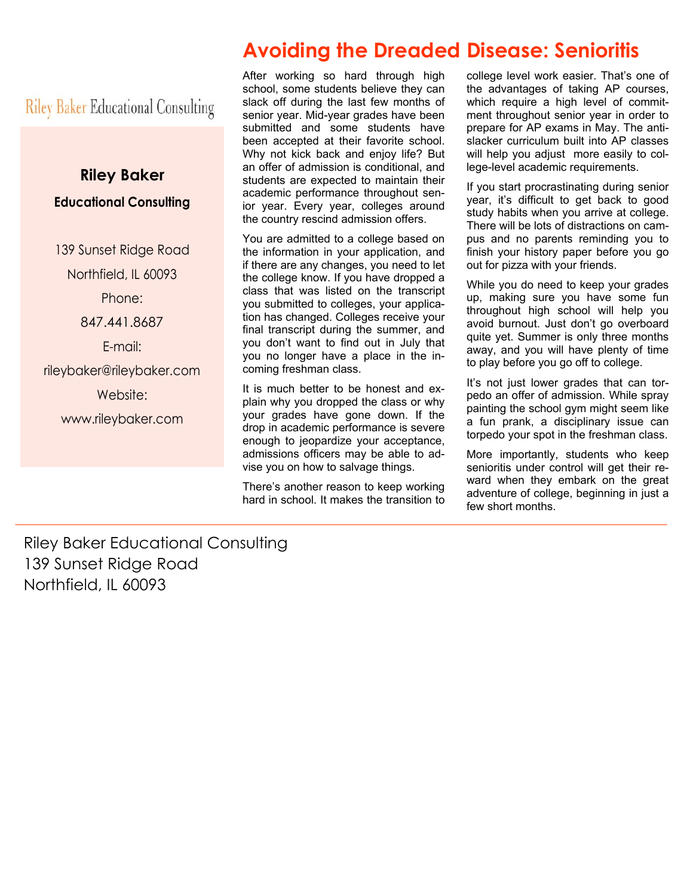Riley Baker Educational Consulting

**Riley Baker**

**Educational Consulting**

139 Sunset Ridge Road

Northfield, IL 60093

Phone:

847.441.8687

E-mail:

rileybaker@rileybaker.com

Website:

www.rileybaker.com

# Avoiding the Dreaded Disease: Senioritis

After working so hard through high school, some students believe they can slack off during the last few months of senior year. Mid-year grades have been submitted and some students have been accepted at their favorite school. Why not kick back and enjoy life? But an offer of admission is conditional, and students are expected to maintain their academic performance throughout senior year. Every year, colleges around the country rescind admission offers.

You are admitted to a college based on the information in your application, and if there are any changes, you need to let the college know. If you have dropped a class that was listed on the transcript you submitted to colleges, your application has changed. Colleges receive your final transcript during the summer, and you don't want to find out in July that you no longer have a place in the incoming freshman class.

It is much better to be honest and explain why you dropped the class or why your grades have gone down. If the drop in academic performance is severe enough to jeopardize your acceptance, admissions officers may be able to advise you on how to salvage things.

There's another reason to keep working hard in school. It makes the transition to college level work easier. That's one of the advantages of taking AP courses, which require a high level of commitment throughout senior year in order to prepare for AP exams in May. The anti-slacker curriculum built into AP classes will help you adjust more easily to college-level academic requirements.

If you start procrastinating during senior year, it's difficult to get back to good study habits when you arrive at college. There will be lots of distractions on campus and no parents reminding you to finish your history paper before you go out for pizza with your friends.

While you do need to keep your grades up, making sure you have some fun throughout high school will help you avoid burnout. Just don't go overboard quite yet. Summer is only three months away, and you will have plenty of time to play before you go off to college.

It's not just lower grades that can torpedo an offer of admission. While spray painting the school gym might seem like a fun prank, a disciplinary issue can torpedo your spot in the freshman class.

More importantly, students who keep senioritis under control will get their reward when they embark on the great adventure of college, beginning in just a few short months.

Riley Baker Educational Consulting
139 Sunset Ridge Road
Northfield, IL 60093